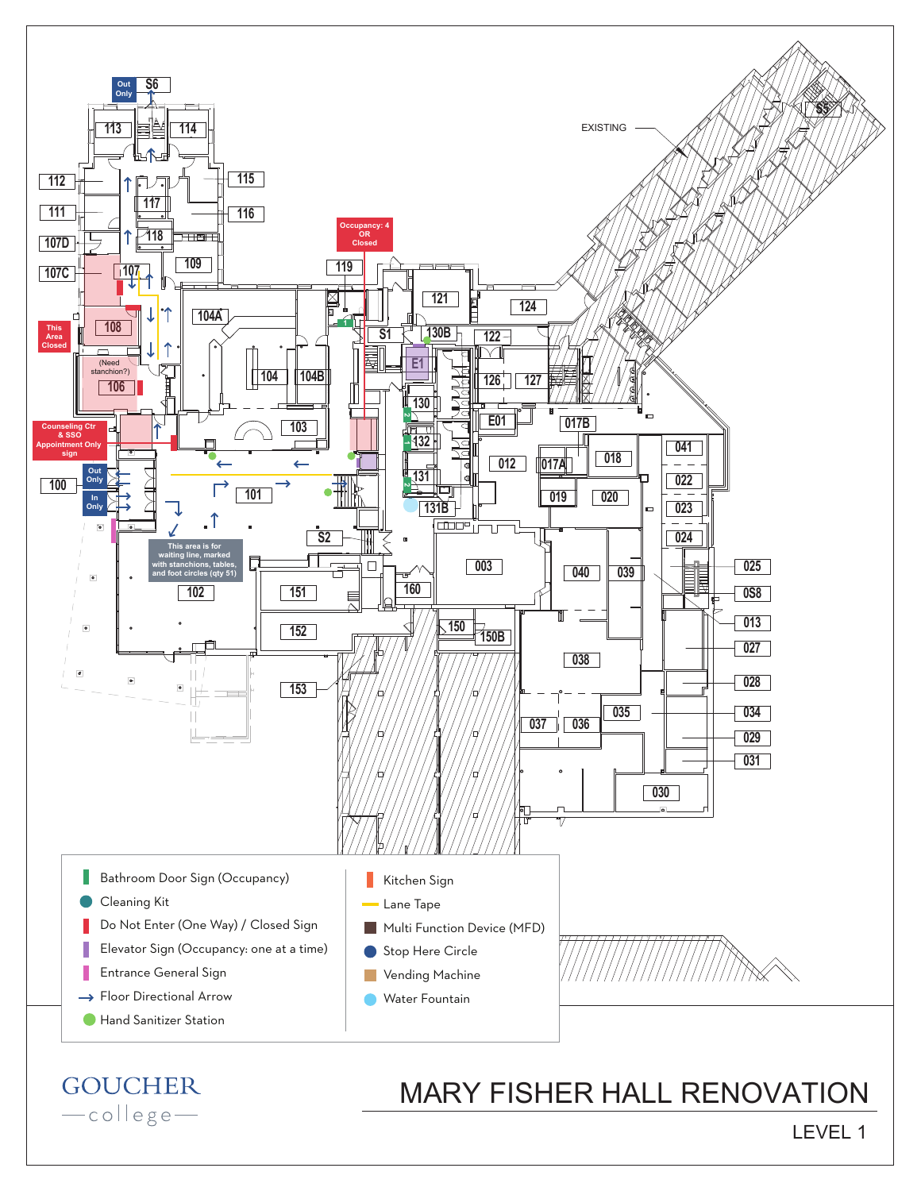# MARY FISHER HALL RENOVATION

## LEVEL 1

GOUCHER college

Out Only S6

113 114 112 115 111 117 116 107D 118 107C 107 109 119 104A 108 121 124

Occupancy: 4 OR Closed

This Area Closed

S1 130B 122 E1 (Need stanchion?) 106 104 104B 126 127 130 E01 017B 103

Counseling Ctr & SSO Appointment Only sign

132 012 017A 018 041 100 Out Only 131 019 020 022 In Only 101 131B 023 024 S2 003 025 040 039 0S8 This area is for waiting line, marked with stanchions, tables, and foot circles (qty 51) 102 151 160 013 150 027 152 150B 038 028 153 035 034 037 036 029 031 030

EXISTING

S5

- Bathroom Door Sign (Occupancy)
- Cleaning Kit
- Do Not Enter (One Way) / Closed Sign
- Elevator Sign (Occupancy: one at a time)
- Entrance General Sign
- Floor Directional Arrow
- Hand Sanitizer Station
- Kitchen Sign
- Lane Tape
- Multi Function Device (MFD)
- Stop Here Circle
- Vending Machine
- Water Fountain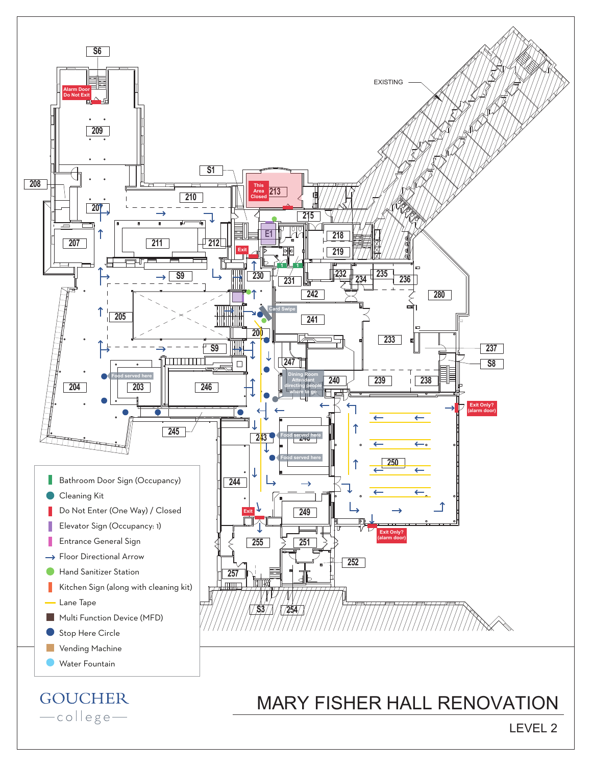# MARY FISHER HALL RENOVATION

LEVEL 2

GOUCHER college

S6

Alarm Door Do Not Exit

209

S1

208

210

This Area Closed

213

207

215

E1

218

207

211

212

Exit

219

S9

230

231

232

234

235

236

280

242

Card Swipe

205

241

200

233

S9

237

247

S8

Food served here

Dining Room Attendant directing people where to go

204

203

246

240

239

238

Exit Only? (alarm door)

245

243

Food served here

248

Food served here

250

244

249

Exit

Exit Only? (alarm door)

255

251

252

257

S3

254

EXISTING

- Bathroom Door Sign (Occupancy)
- Cleaning Kit
- Do Not Enter (One Way) / Closed
- Elevator Sign (Occupancy: 1)
- Entrance General Sign
- Floor Directional Arrow
- Hand Sanitizer Station
- Kitchen Sign (along with cleaning kit)
- Lane Tape
- Multi Function Device (MFD)
- Stop Here Circle
- Vending Machine
- Water Fountain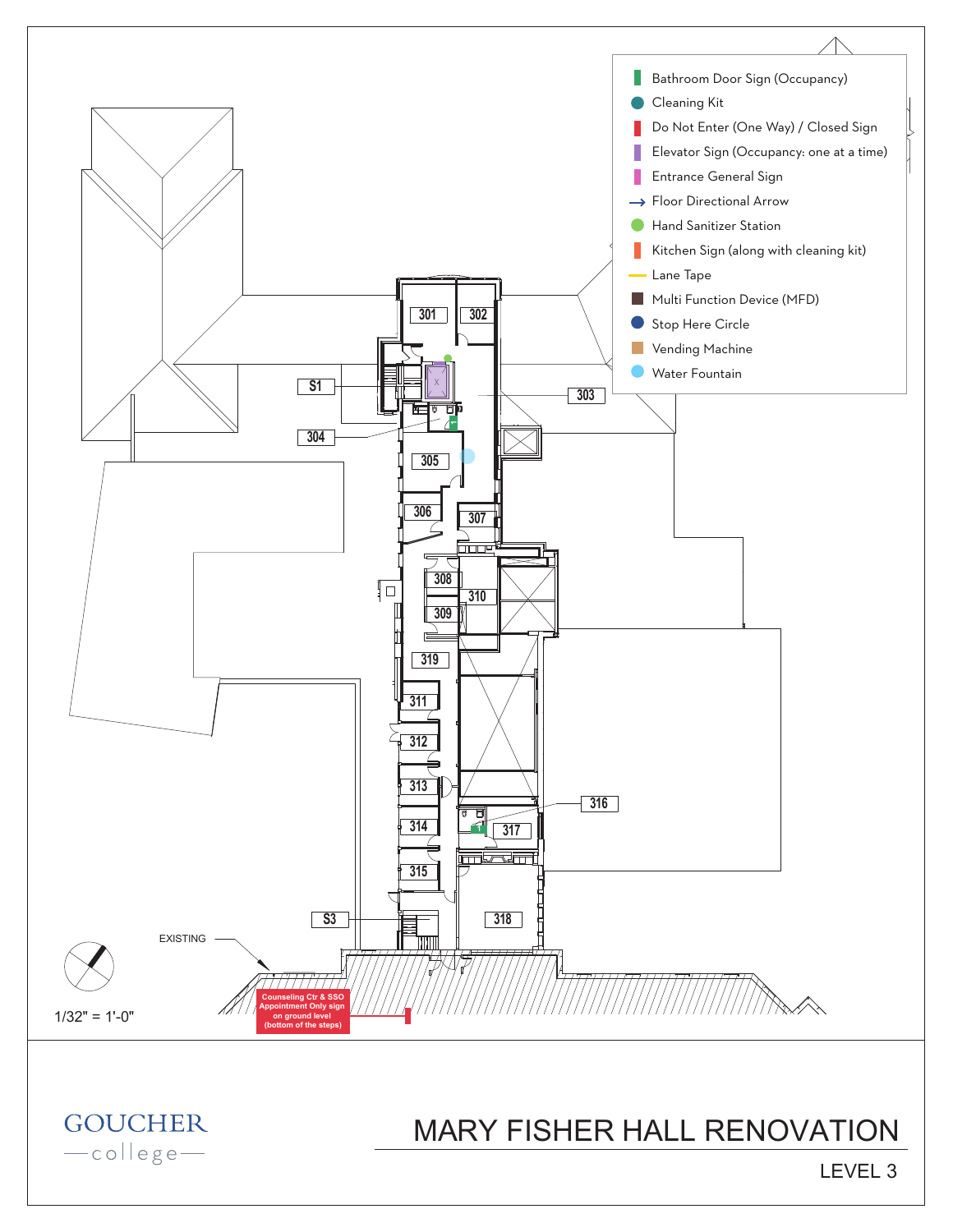- Bathroom Door Sign (Occupancy)
- Cleaning Kit
- Do Not Enter (One Way) / Closed Sign
- Elevator Sign (Occupancy: one at a time)
- Entrance General Sign
- Floor Directional Arrow
- Hand Sanitizer Station
- Kitchen Sign (along with cleaning kit)
- Lane Tape
- Multi Function Device (MFD)
- Stop Here Circle
- Vending Machine
- Water Fountain

301
302
S1
303
304
305
306
307
308
310
309
319
311
312
313
314
316
317
315
S3
318

EXISTING

Counseling Ctr & SSO Appointment Only sign on ground level (bottom of the steps)

1/32" = 1'-0"

GOUCHER college

# MARY FISHER HALL RENOVATION

## LEVEL 3